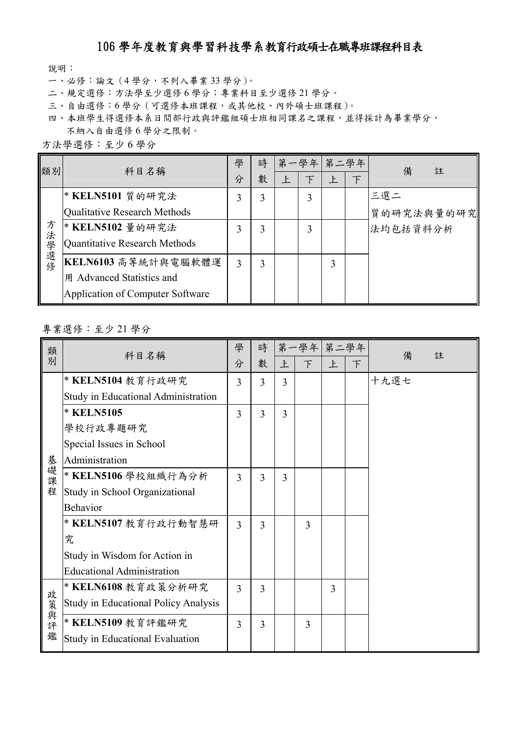# 106 學年度教育與學習科技學系教育行政碩士在職專班課程科目表

說明：

一、必修：論文（4 學分，不列入畢業 33 學分）。

二、規定選修：方法學至少選修 6 學分；專業科目至少選修 21 學分。

三、自由選修：6 學分（可選修本班課程，或其他校、內外碩士班課程）。

四、本班學生得選修本系日間部行政與評鑑組碩士班相同課名之課程，並得採計為畢業學分，不納入自由選修 6 學分之限制。

方法學選修：至少 6 學分

| 類別 | 科目名稱 | 學分 | 時數 | 第一學年 |  | 第二學年 |  | 備註 |
|---|---|---|---|---|---|---|---|---|
|  |  |  |  | 上 | 下 | 上 | 下 |  |
| 方法學選修 | * **KELN5101** 質的研究法 Qualitative Research Methods | 3 | 3 |  | 3 |  |  | 三選二 質的研究法與量的研究法均包括資料分析 |
|  | * **KELN5102** 量的研究法 Quantitative Research Methods | 3 | 3 |  | 3 |  |  |  |
|  | **KELN6103** 高等統計與電腦軟體運用 Advanced Statistics and Application of Computer Software | 3 | 3 |  |  | 3 |  |  |

專業選修：至少 21 學分

| 類別 | 科目名稱 | 學分 | 時數 | 第一學年 |  | 第二學年 |  | 備註 |
|---|---|---|---|---|---|---|---|---|
|  |  |  |  | 上 | 下 | 上 | 下 |  |
| 基礎課程 | * **KELN5104** 教育行政研究 Study in Educational Administration | 3 | 3 | 3 |  |  |  | 十九選七 |
|  | * **KELN5105** 學校行政專題研究 Special Issues in School Administration | 3 | 3 | 3 |  |  |  |  |
|  | * **KELN5106** 學校組織行為分析 Study in School Organizational Behavior | 3 | 3 | 3 |  |  |  |  |
|  | * **KELN5107** 教育行政行動智慧研究 Study in Wisdom for Action in Educational Administration | 3 | 3 |  | 3 |  |  |  |
| 政策與評鑑 | * **KELN6108** 教育政策分析研究 Study in Educational Policy Analysis | 3 | 3 |  |  | 3 |  |  |
|  | * **KELN5109** 教育評鑑研究 Study in Educational Evaluation | 3 | 3 |  | 3 |  |  |  |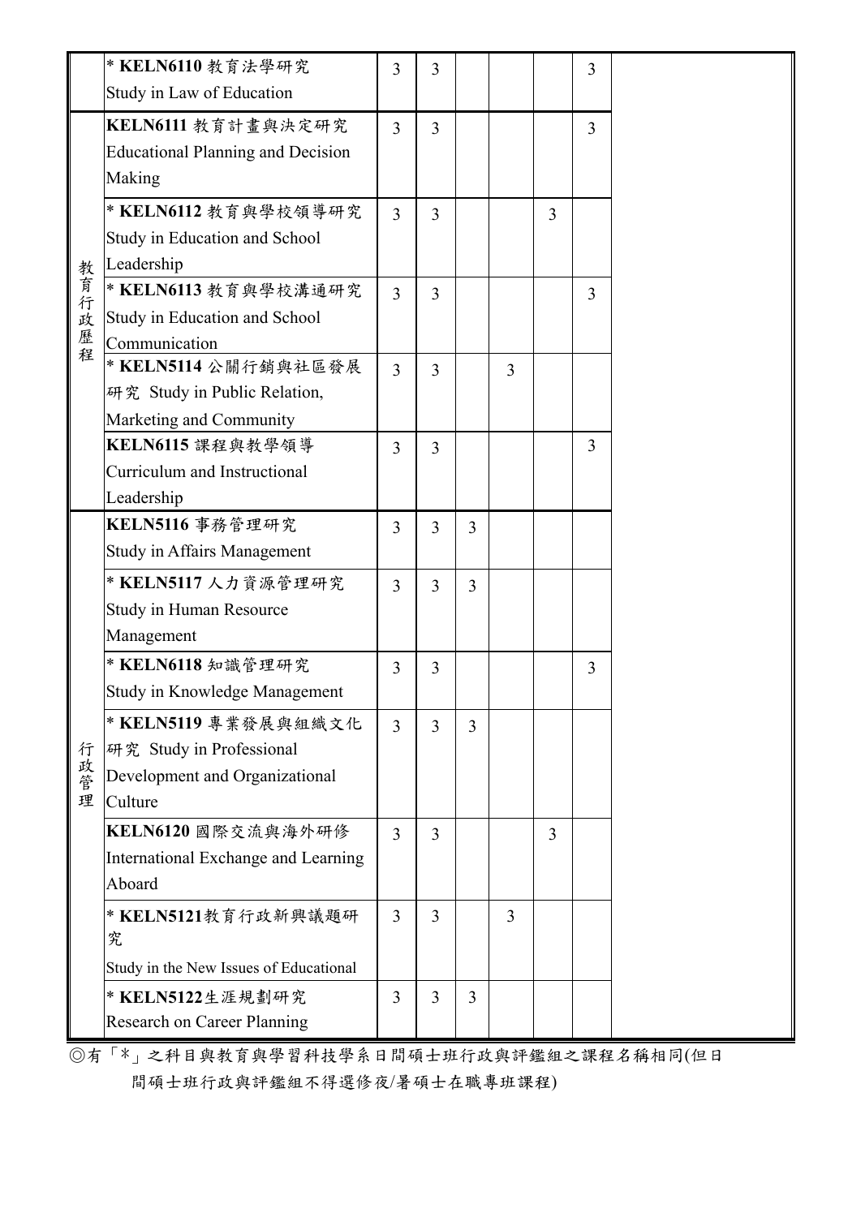| | | | | | | | | |
|---|---|---|---|---|---|---|---|---|
| | * **KELN6110** 教育法學研究<br>Study in Law of Education | 3 | 3 | | | | 3 | |
| 教育行政歷程 | **KELN6111** 教育計畫與決定研究<br>Educational Planning and Decision Making | 3 | 3 | | | | 3 | |
| | * **KELN6112** 教育與學校領導研究<br>Study in Education and School Leadership | 3 | 3 | | | 3 | | |
| | * **KELN6113** 教育與學校溝通研究<br>Study in Education and School Communication | 3 | 3 | | | | 3 | |
| | * **KELN5114** 公關行銷與社區發展研究 Study in Public Relation, Marketing and Community | 3 | 3 | | 3 | | | |
| | **KELN6115** 課程與教學領導<br>Curriculum and Instructional Leadership | 3 | 3 | | | | 3 | |
| 行政管理 | **KELN5116** 事務管理研究<br>Study in Affairs Management | 3 | 3 | 3 | | | | |
| | * **KELN5117** 人力資源管理研究<br>Study in Human Resource Management | 3 | 3 | 3 | | | | |
| | * **KELN6118** 知識管理研究<br>Study in Knowledge Management | 3 | 3 | | | | 3 | |
| | * **KELN5119** 專業發展與組織文化研究 Study in Professional Development and Organizational Culture | 3 | 3 | 3 | | | | |
| | **KELN6120** 國際交流與海外研修<br>International Exchange and Learning Aboard | 3 | 3 | | | 3 | | |
| | * **KELN5121**教育行政新興議題研究<br>Study in the New Issues of Educational | 3 | 3 | | 3 | | | |
| | * **KELN5122**生涯規劃研究<br>Research on Career Planning | 3 | 3 | 3 | | | | |

◎有「*」之科目與教育與學習科技學系日間碩士班行政與評鑑組之課程名稱相同(但日間碩士班行政與評鑑組不得選修夜/暑碩士在職專班課程)